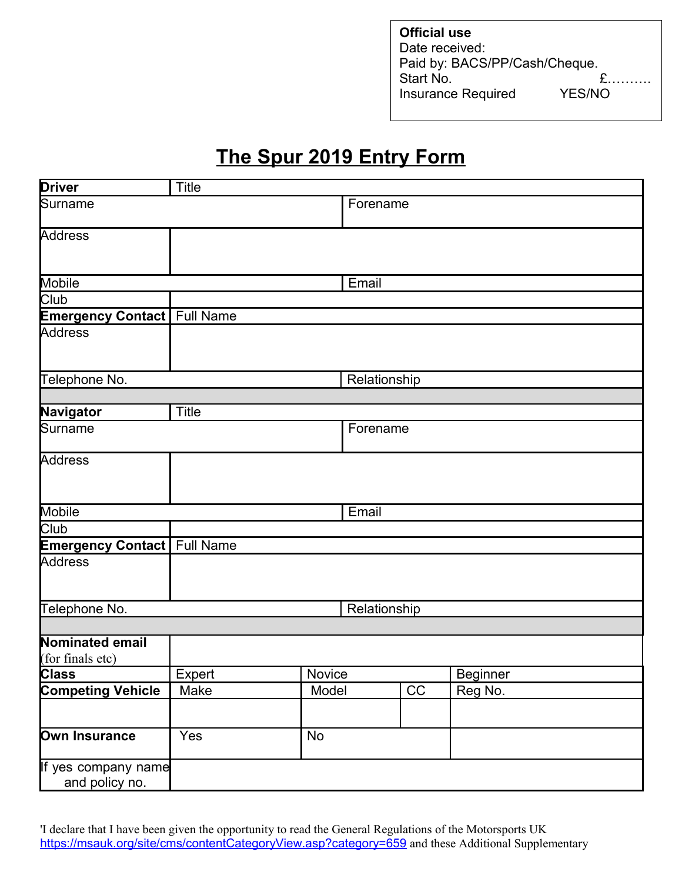**Official use**
Date received:
Paid by: BACS/PP/Cash/Cheque.
Start No. £……….
Insurance Required YES/NO

# The Spur 2019 Entry Form

| | | | | |
|---|---|---|---|---|
| **Driver** | Title | | | |
| Surname | | | Forename | |
| Address | | | | |
| Mobile | | | Email | |
| Club | | | | |
| **Emergency Contact** | Full Name | | | |
| Address | | | | |
| Telephone No. | | | Relationship | |
| | | | | |
| **Navigator** | Title | | | |
| Surname | | | Forename | |
| Address | | | | |
| Mobile | | | Email | |
| Club | | | | |
| **Emergency Contact** | Full Name | | | |
| Address | | | | |
| Telephone No. | | | Relationship | |
| | | | | |
| **Nominated email** (for finals etc) | | | | |
| **Class** | Expert | Novice | | Beginner |
| **Competing Vehicle** | Make | Model | CC | Reg No. |
| | | | | |
| **Own Insurance** | Yes | No | | |
| If yes company name and policy no. | | | | |

'I declare that I have been given the opportunity to read the General Regulations of the Motorsports UK https://msauk.org/site/cms/contentCategoryView.asp?category=659 and these Additional Supplementary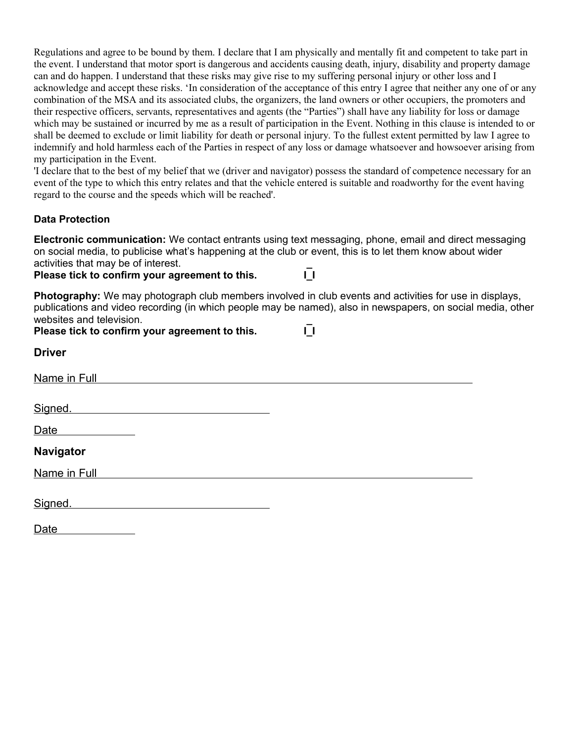Regulations and agree to be bound by them. I declare that I am physically and mentally fit and competent to take part in the event. I understand that motor sport is dangerous and accidents causing death, injury, disability and property damage can and do happen. I understand that these risks may give rise to my suffering personal injury or other loss and I acknowledge and accept these risks. 'In consideration of the acceptance of this entry I agree that neither any one of or any combination of the MSA and its associated clubs, the organizers, the land owners or other occupiers, the promoters and their respective officers, servants, representatives and agents (the "Parties") shall have any liability for loss or damage which may be sustained or incurred by me as a result of participation in the Event. Nothing in this clause is intended to or shall be deemed to exclude or limit liability for death or personal injury. To the fullest extent permitted by law I agree to indemnify and hold harmless each of the Parties in respect of any loss or damage whatsoever and howsoever arising from my participation in the Event.

'I declare that to the best of my belief that we (driver and navigator) possess the standard of competence necessary for an event of the type to which this entry relates and that the vehicle entered is suitable and roadworthy for the event having regard to the course and the speeds which will be reached'.

**Data Protection**

**Electronic communication:** We contact entrants using text messaging, phone, email and direct messaging on social media, to publicise what's happening at the club or event, this is to let them know about wider activities that may be of interest.

**Please tick to confirm your agreement to this.** |_|

**Photography:** We may photograph club members involved in club events and activities for use in displays, publications and video recording (in which people may be named), also in newspapers, on social media, other websites and television.

**Please tick to confirm your agreement to this.** |_|

**Driver**

Name in Full ________________________________________________

Signed. ______________________________

Date __________

**Navigator**

Name in Full ________________________________________________

Signed. ______________________________

Date __________